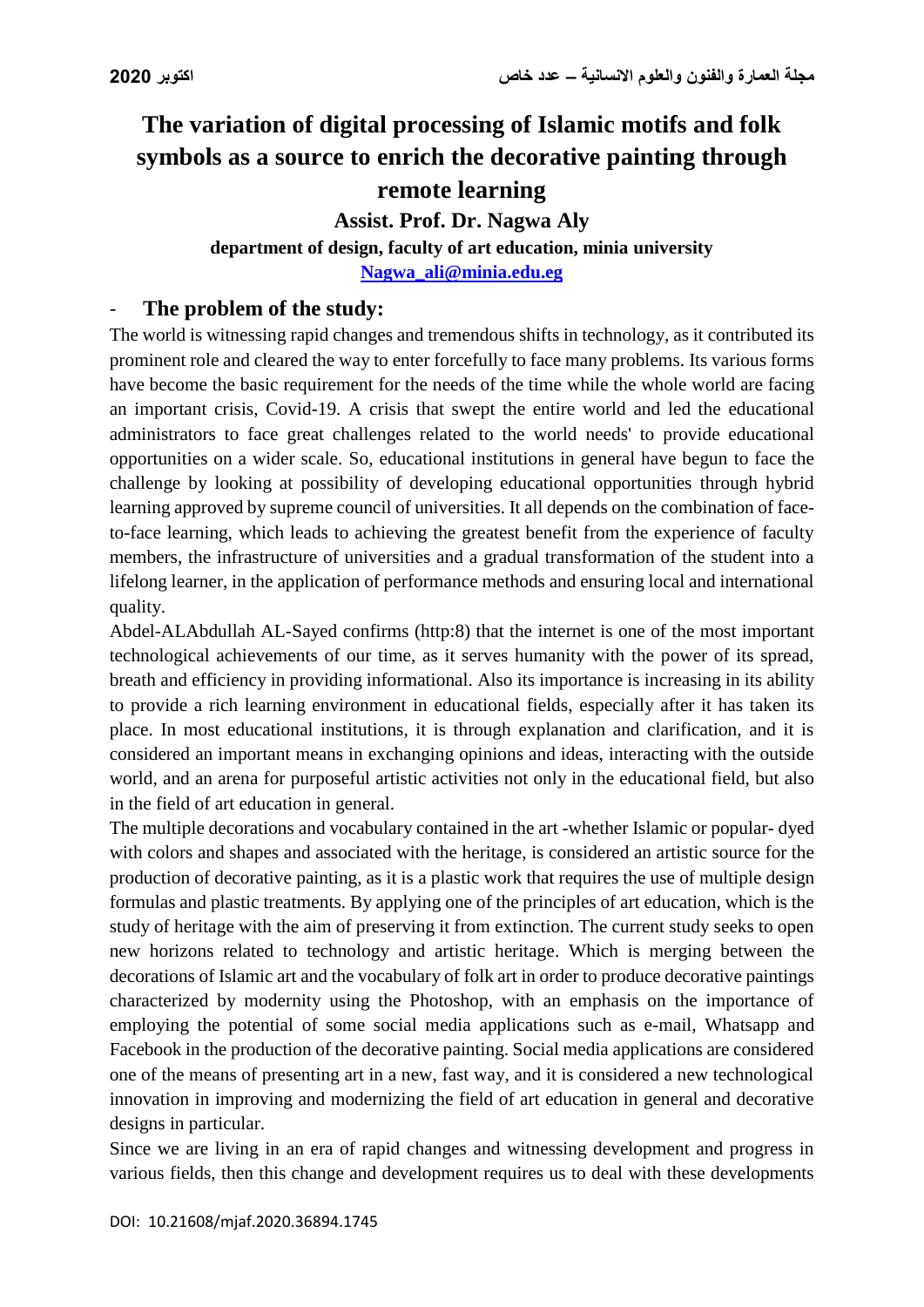# The variation of digital processing of Islamic motifs and folk symbols as a source to enrich the decorative painting through remote learning

**Assist. Prof. Dr. Nagwa Aly**

**department of design, faculty of art education, minia university**

**Nagwa_ali@minia.edu.eg**

## - The problem of the study:

The world is witnessing rapid changes and tremendous shifts in technology, as it contributed its prominent role and cleared the way to enter forcefully to face many problems. Its various forms have become the basic requirement for the needs of the time while the whole world are facing an important crisis, Covid-19. A crisis that swept the entire world and led the educational administrators to face great challenges related to the world needs' to provide educational opportunities on a wider scale. So, educational institutions in general have begun to face the challenge by looking at possibility of developing educational opportunities through hybrid learning approved by supreme council of universities. It all depends on the combination of face-to-face learning, which leads to achieving the greatest benefit from the experience of faculty members, the infrastructure of universities and a gradual transformation of the student into a lifelong learner, in the application of performance methods and ensuring local and international quality.

Abdel-ALAbdullah AL-Sayed confirms (http:8) that the internet is one of the most important technological achievements of our time, as it serves humanity with the power of its spread, breath and efficiency in providing informational. Also its importance is increasing in its ability to provide a rich learning environment in educational fields, especially after it has taken its place. In most educational institutions, it is through explanation and clarification, and it is considered an important means in exchanging opinions and ideas, interacting with the outside world, and an arena for purposeful artistic activities not only in the educational field, but also in the field of art education in general.

The multiple decorations and vocabulary contained in the art -whether Islamic or popular- dyed with colors and shapes and associated with the heritage, is considered an artistic source for the production of decorative painting, as it is a plastic work that requires the use of multiple design formulas and plastic treatments. By applying one of the principles of art education, which is the study of heritage with the aim of preserving it from extinction. The current study seeks to open new horizons related to technology and artistic heritage. Which is merging between the decorations of Islamic art and the vocabulary of folk art in order to produce decorative paintings characterized by modernity using the Photoshop, with an emphasis on the importance of employing the potential of some social media applications such as e-mail, Whatsapp and Facebook in the production of the decorative painting. Social media applications are considered one of the means of presenting art in a new, fast way, and it is considered a new technological innovation in improving and modernizing the field of art education in general and decorative designs in particular.

Since we are living in an era of rapid changes and witnessing development and progress in various fields, then this change and development requires us to deal with these developments

DOI: 10.21608/mjaf.2020.36894.1745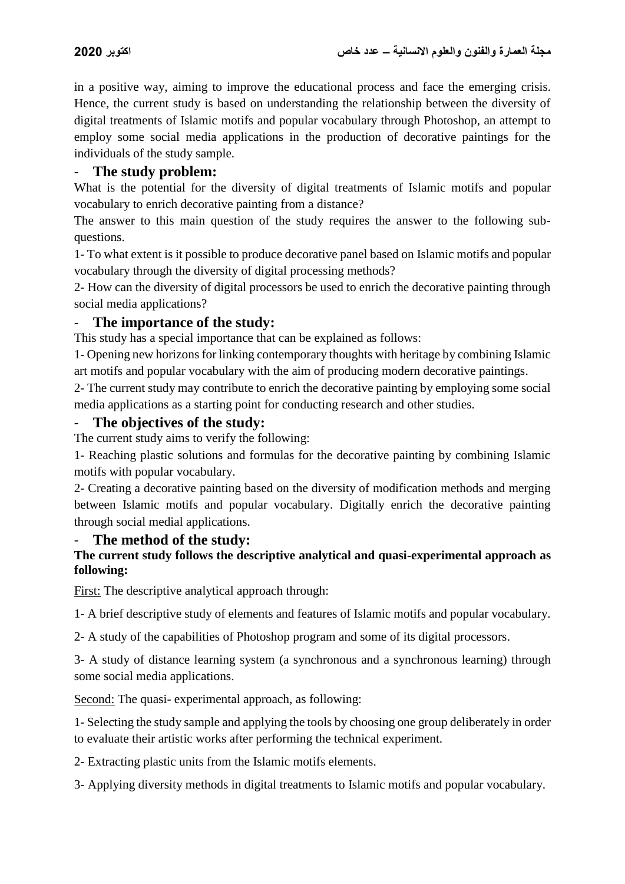in a positive way, aiming to improve the educational process and face the emerging crisis. Hence, the current study is based on understanding the relationship between the diversity of digital treatments of Islamic motifs and popular vocabulary through Photoshop, an attempt to employ some social media applications in the production of decorative paintings for the individuals of the study sample.

## - The study problem:

What is the potential for the diversity of digital treatments of Islamic motifs and popular vocabulary to enrich decorative painting from a distance?

The answer to this main question of the study requires the answer to the following sub-questions.

1- To what extent is it possible to produce decorative panel based on Islamic motifs and popular vocabulary through the diversity of digital processing methods?

2- How can the diversity of digital processors be used to enrich the decorative painting through social media applications?

## - The importance of the study:

This study has a special importance that can be explained as follows:

1- Opening new horizons for linking contemporary thoughts with heritage by combining Islamic art motifs and popular vocabulary with the aim of producing modern decorative paintings.

2- The current study may contribute to enrich the decorative painting by employing some social media applications as a starting point for conducting research and other studies.

## - The objectives of the study:

The current study aims to verify the following:

1- Reaching plastic solutions and formulas for the decorative painting by combining Islamic motifs with popular vocabulary.

2- Creating a decorative painting based on the diversity of modification methods and merging between Islamic motifs and popular vocabulary. Digitally enrich the decorative painting through social medial applications.

## - The method of the study:

**The current study follows the descriptive analytical and quasi-experimental approach as following:**

First: The descriptive analytical approach through:

1- A brief descriptive study of elements and features of Islamic motifs and popular vocabulary.

2- A study of the capabilities of Photoshop program and some of its digital processors.

3- A study of distance learning system (a synchronous and a synchronous learning) through some social media applications.

Second: The quasi- experimental approach, as following:

1- Selecting the study sample and applying the tools by choosing one group deliberately in order to evaluate their artistic works after performing the technical experiment.

2- Extracting plastic units from the Islamic motifs elements.

3- Applying diversity methods in digital treatments to Islamic motifs and popular vocabulary.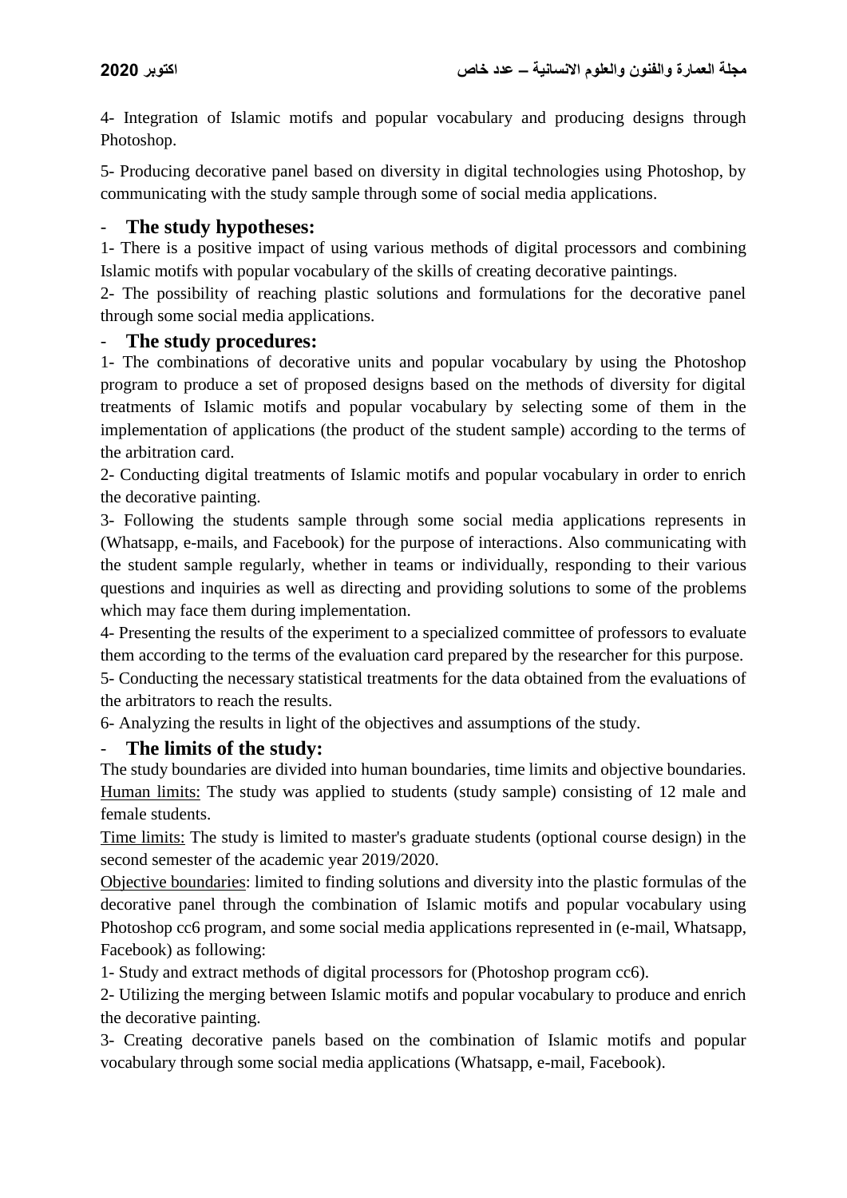4- Integration of Islamic motifs and popular vocabulary and producing designs through Photoshop.

5- Producing decorative panel based on diversity in digital technologies using Photoshop, by communicating with the study sample through some of social media applications.

## - The study hypotheses:

1- There is a positive impact of using various methods of digital processors and combining Islamic motifs with popular vocabulary of the skills of creating decorative paintings.

2- The possibility of reaching plastic solutions and formulations for the decorative panel through some social media applications.

## - The study procedures:

1- The combinations of decorative units and popular vocabulary by using the Photoshop program to produce a set of proposed designs based on the methods of diversity for digital treatments of Islamic motifs and popular vocabulary by selecting some of them in the implementation of applications (the product of the student sample) according to the terms of the arbitration card.

2- Conducting digital treatments of Islamic motifs and popular vocabulary in order to enrich the decorative painting.

3- Following the students sample through some social media applications represents in (Whatsapp, e-mails, and Facebook) for the purpose of interactions. Also communicating with the student sample regularly, whether in teams or individually, responding to their various questions and inquiries as well as directing and providing solutions to some of the problems which may face them during implementation.

4- Presenting the results of the experiment to a specialized committee of professors to evaluate them according to the terms of the evaluation card prepared by the researcher for this purpose.

5- Conducting the necessary statistical treatments for the data obtained from the evaluations of the arbitrators to reach the results.

6- Analyzing the results in light of the objectives and assumptions of the study.

## - The limits of the study:

The study boundaries are divided into human boundaries, time limits and objective boundaries.

<u>Human limits:</u> The study was applied to students (study sample) consisting of 12 male and female students.

<u>Time limits:</u> The study is limited to master's graduate students (optional course design) in the second semester of the academic year 2019/2020.

<u>Objective boundaries</u>: limited to finding solutions and diversity into the plastic formulas of the decorative panel through the combination of Islamic motifs and popular vocabulary using Photoshop cc6 program, and some social media applications represented in (e-mail, Whatsapp, Facebook) as following:

1- Study and extract methods of digital processors for (Photoshop program cc6).

2- Utilizing the merging between Islamic motifs and popular vocabulary to produce and enrich the decorative painting.

3- Creating decorative panels based on the combination of Islamic motifs and popular vocabulary through some social media applications (Whatsapp, e-mail, Facebook).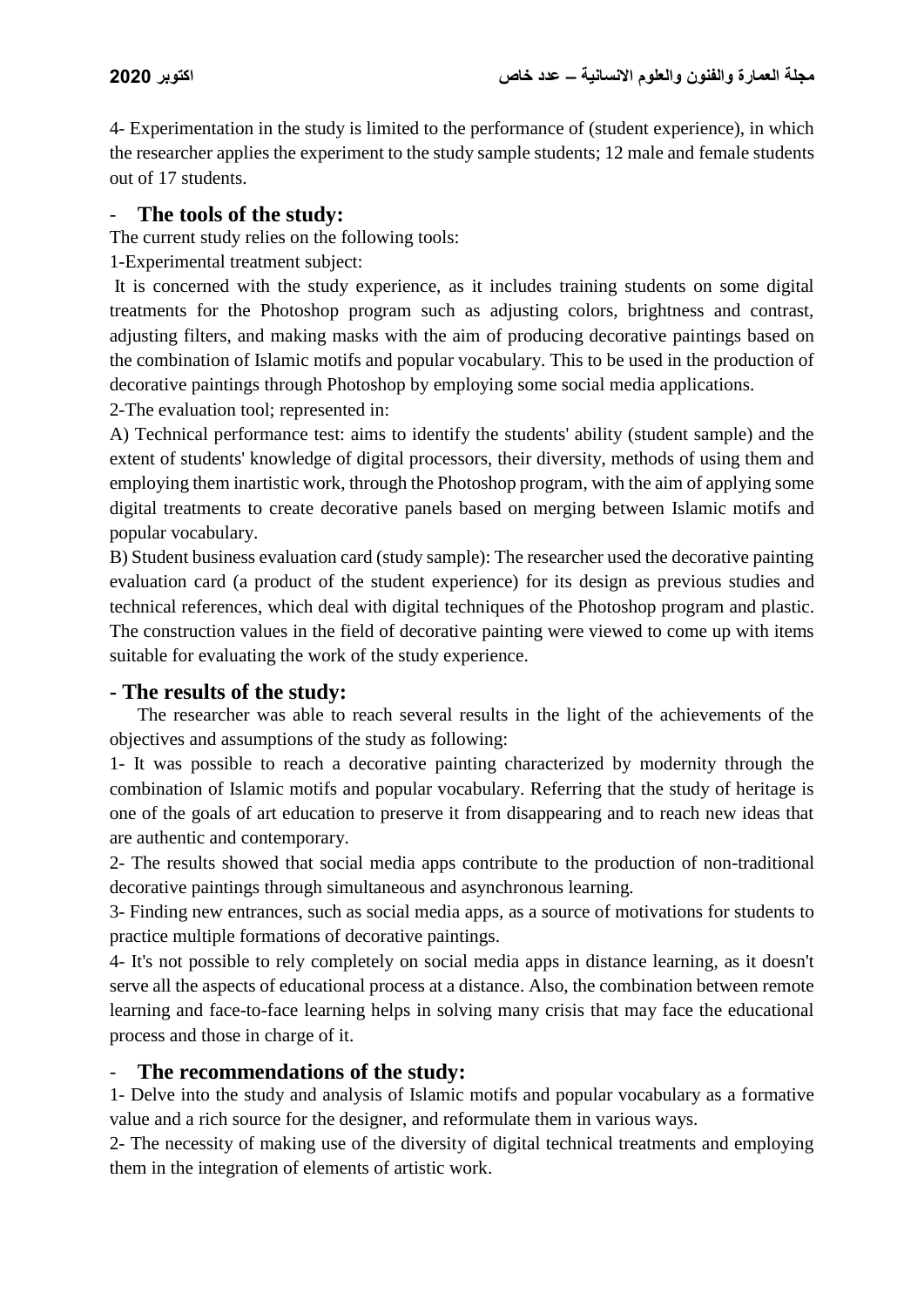4- Experimentation in the study is limited to the performance of (student experience), in which the researcher applies the experiment to the study sample students; 12 male and female students out of 17 students.

## - The tools of the study:

The current study relies on the following tools:

1-Experimental treatment subject:

It is concerned with the study experience, as it includes training students on some digital treatments for the Photoshop program such as adjusting colors, brightness and contrast, adjusting filters, and making masks with the aim of producing decorative paintings based on the combination of Islamic motifs and popular vocabulary. This to be used in the production of decorative paintings through Photoshop by employing some social media applications.

2-The evaluation tool; represented in:

A) Technical performance test: aims to identify the students' ability (student sample) and the extent of students' knowledge of digital processors, their diversity, methods of using them and employing them inartistic work, through the Photoshop program, with the aim of applying some digital treatments to create decorative panels based on merging between Islamic motifs and popular vocabulary.

B) Student business evaluation card (study sample): The researcher used the decorative painting evaluation card (a product of the student experience) for its design as previous studies and technical references, which deal with digital techniques of the Photoshop program and plastic. The construction values in the field of decorative painting were viewed to come up with items suitable for evaluating the work of the study experience.

## - The results of the study:

The researcher was able to reach several results in the light of the achievements of the objectives and assumptions of the study as following:

1- It was possible to reach a decorative painting characterized by modernity through the combination of Islamic motifs and popular vocabulary. Referring that the study of heritage is one of the goals of art education to preserve it from disappearing and to reach new ideas that are authentic and contemporary.

2- The results showed that social media apps contribute to the production of non-traditional decorative paintings through simultaneous and asynchronous learning.

3- Finding new entrances, such as social media apps, as a source of motivations for students to practice multiple formations of decorative paintings.

4- It's not possible to rely completely on social media apps in distance learning, as it doesn't serve all the aspects of educational process at a distance. Also, the combination between remote learning and face-to-face learning helps in solving many crisis that may face the educational process and those in charge of it.

## - The recommendations of the study:

1- Delve into the study and analysis of Islamic motifs and popular vocabulary as a formative value and a rich source for the designer, and reformulate them in various ways.

2- The necessity of making use of the diversity of digital technical treatments and employing them in the integration of elements of artistic work.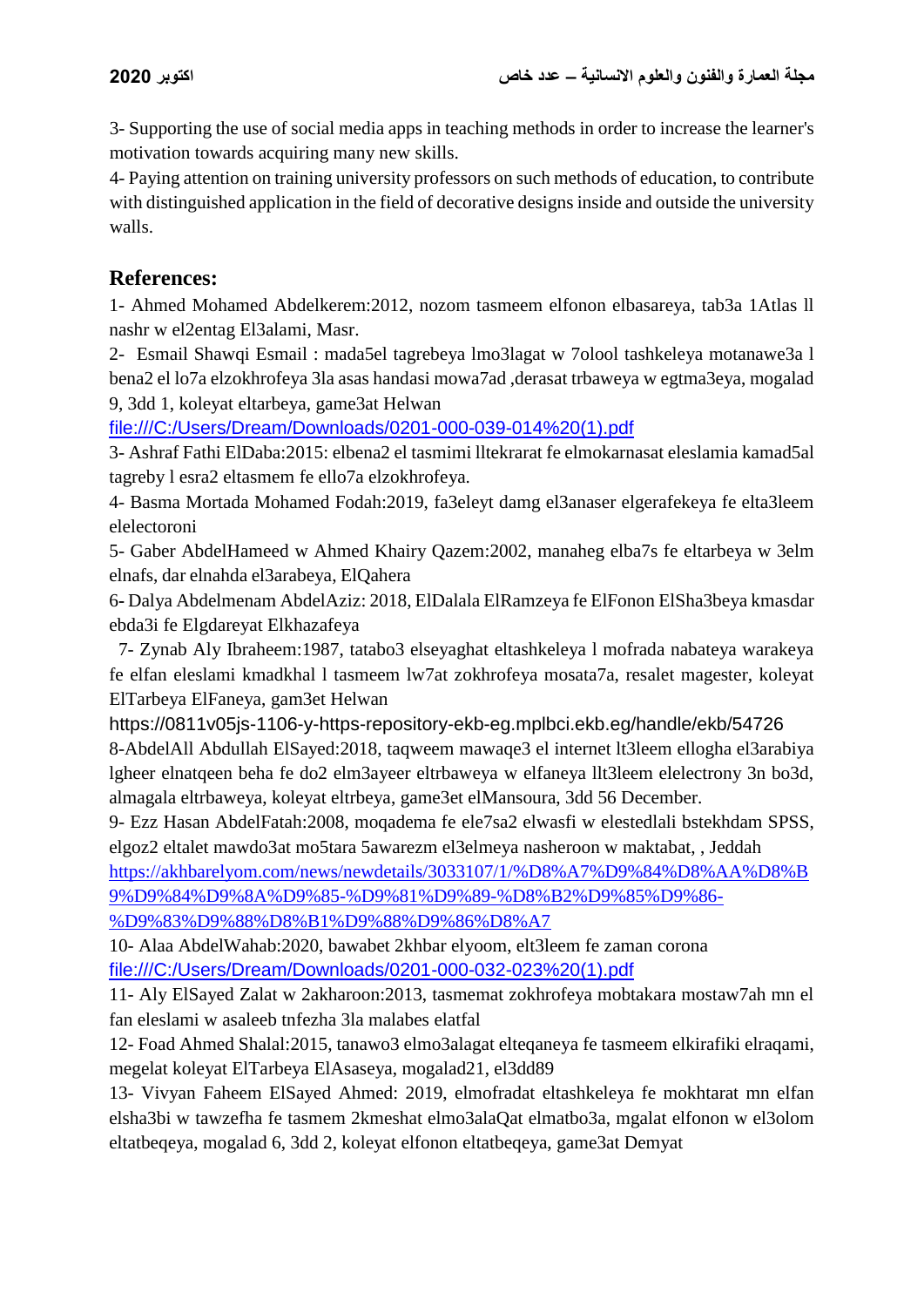3- Supporting the use of social media apps in teaching methods in order to increase the learner's motivation towards acquiring many new skills.

4- Paying attention on training university professors on such methods of education, to contribute with distinguished application in the field of decorative designs inside and outside the university walls.

## References:

1- Ahmed Mohamed Abdelkerem:2012, nozom tasmeem elfonon elbasareya, tab3a 1Atlas ll nashr w el2entag El3alami, Masr.

2- Esmail Shawqi Esmail : mada5el tagrebeya lmo3lagat w 7olool tashkeleya motanawe3a l bena2 el lo7a elzokhrofeya 3la asas handasi mowa7ad ,derasat trbaweya w egtma3eya, mogalad 9, 3dd 1, koleyat eltarbeya, game3at Helwan
file:///C:/Users/Dream/Downloads/0201-000-039-014%20(1).pdf

3- Ashraf Fathi ElDaba:2015: elbena2 el tasmimi lltekrarat fe elmokarnasat eleslamia kamad5al tagreby l esra2 eltasmem fe ello7a elzokhrofeya.

4- Basma Mortada Mohamed Fodah:2019, fa3eleyt damg el3anaser elgerafekeya fe elta3leem elelectoroni

5- Gaber AbdelHameed w Ahmed Khairy Qazem:2002, manaheg elba7s fe eltarbeya w 3elm elnafs, dar elnahda el3arabeya, ElQahera

6- Dalya Abdelmenam AbdelAziz: 2018, ElDalala ElRamzeya fe ElFonon ElSha3beya kmasdar ebda3i fe Elgdareyat Elkhazafeya

7- Zynab Aly Ibraheem:1987, tatabo3 elseyaghat eltashkeleya l mofrada nabateya warakeya fe elfan eleslami kmadkhal l tasmeem lw7at zokhrofeya mosata7a, resalet magester, koleyat ElTarbeya ElFaneya, gam3et Helwan
https://0811v05js-1106-y-https-repository-ekb-eg.mplbci.ekb.eg/handle/ekb/54726

8-AbdelAll Abdullah ElSayed:2018, taqweem mawaqe3 el internet lt3leem ellogha el3arabiya lgheer elnatqeen beha fe do2 elm3ayeer eltrbaweya w elfaneya llt3leem elelectrony 3n bo3d, almagala eltrbaweya, koleyat eltrbeya, game3et elMansoura, 3dd 56 December.

9- Ezz Hasan AbdelFatah:2008, moqadema fe ele7sa2 elwasfi w elestedlali bstekhdam SPSS, elgoz2 eltalet mawdo3at mo5tara 5awarezm el3elmeya nasheroon w maktabat, , Jeddah
https://akhbarelyom.com/news/newdetails/3033107/1/%D8%A7%D9%84%D8%AA%D8%B9%D9%84%D9%8A%D9%85-%D9%81%D9%89-%D8%B2%D9%85%D9%86-%D9%83%D9%88%D8%B1%D9%88%D9%86%D8%A7

10- Alaa AbdelWahab:2020, bawabet 2khbar elyoom, elt3leem fe zaman corona
file:///C:/Users/Dream/Downloads/0201-000-032-023%20(1).pdf

11- Aly ElSayed Zalat w 2akharoon:2013, tasmemat zokhrofeya mobtakara mostaw7ah mn el fan eleslami w asaleeb tnfezha 3la malabes elatfal

12- Foad Ahmed Shalal:2015, tanawo3 elmo3alagat elteqaneya fe tasmeem elkirafiki elraqami, megelat koleyat ElTarbeya ElAsaseya, mogalad21, el3dd89

13- Vivyan Faheem ElSayed Ahmed: 2019, elmofradat eltashkeleya fe mokhtarat mn elfan elsha3bi w tawzefha fe tasmem 2kmeshat elmo3alaQat elmatbo3a, mgalat elfonon w el3olom eltatbeqeya, mogalad 6, 3dd 2, koleyat elfonon eltatbeqeya, game3at Demyat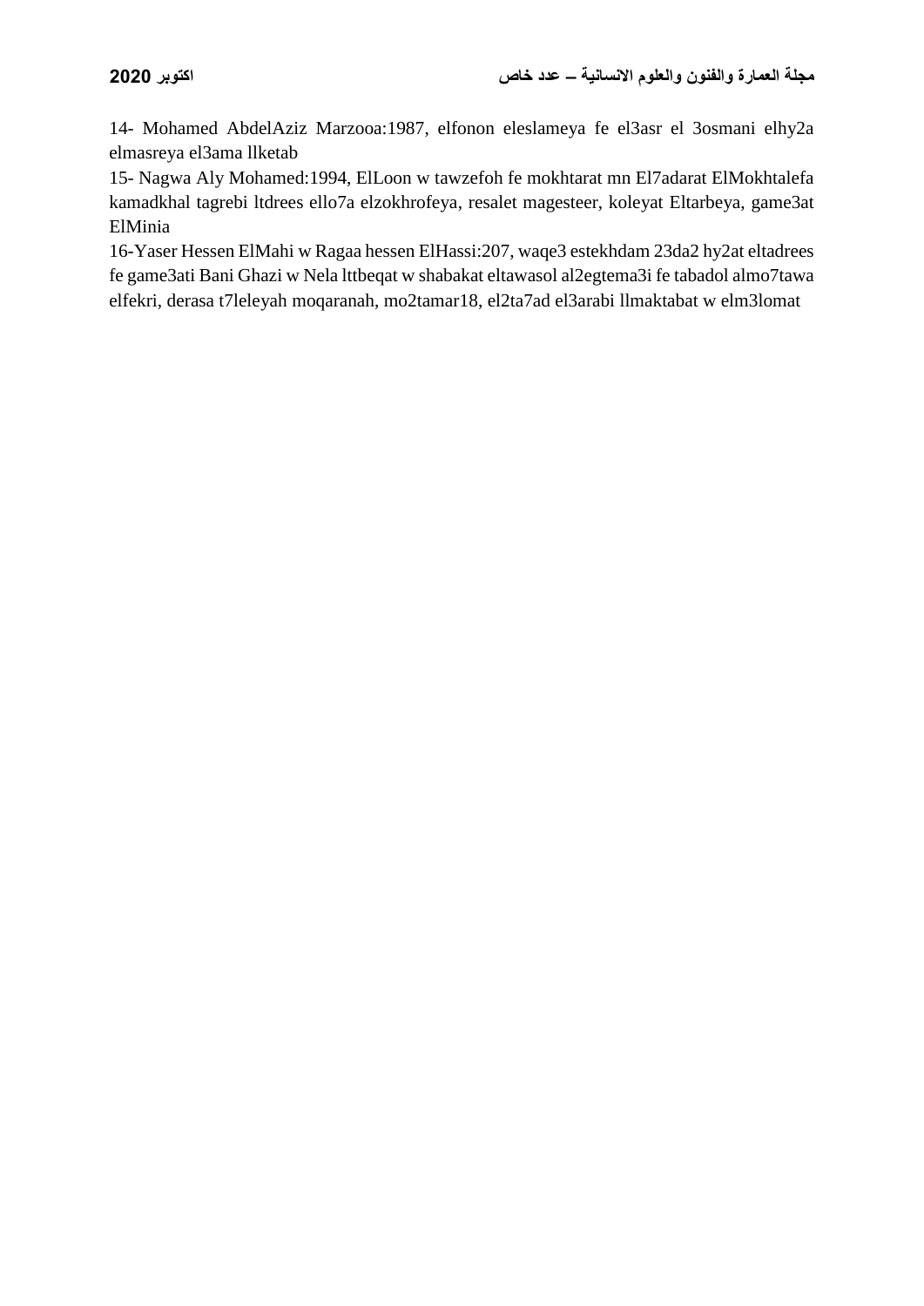14- Mohamed AbdelAziz Marzooa:1987, elfonon eleslameya fe el3asr el 3osmani elhy2a elmasreya el3ama llketab

15- Nagwa Aly Mohamed:1994, ElLoon w tawzefoh fe mokhtarat mn El7adarat ElMokhtalefa kamadkhal tagrebi ltdrees ello7a elzokhrofeya, resalet magesteer, koleyat Eltarbeya, game3at ElMinia

16-Yaser Hessen ElMahi w Ragaa hessen ElHassi:207, waqe3 estekhdam 23da2 hy2at eltadrees fe game3ati Bani Ghazi w Nela lttbeqat w shabakat eltawasol al2egtema3i fe tabadol almo7tawa elfekri, derasa t7leleyah moqaranah, mo2tamar18, el2ta7ad el3arabi llmaktabat w elm3lomat